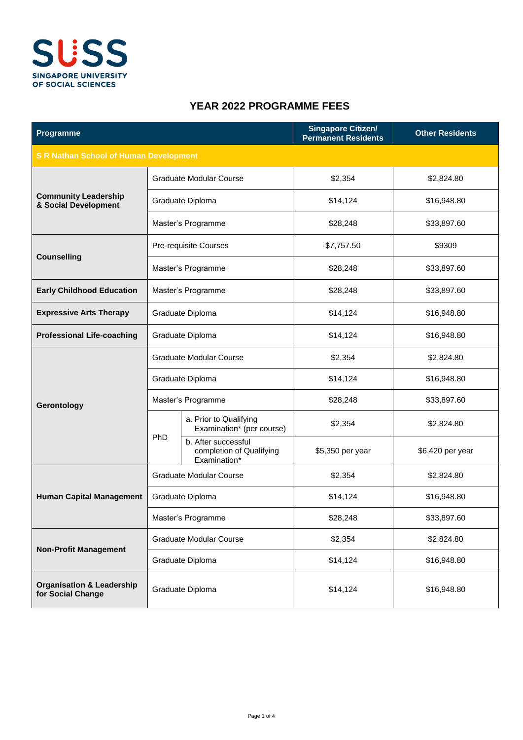SUSS
SINGAPORE UNIVERSITY OF SOCIAL SCIENCES

# YEAR 2022 PROGRAMME FEES

| Programme | | | Singapore Citizen/ Permanent Residents | Other Residents |
|---|---|---|---|---|
| **S R Nathan School of Human Development** | | | | |
| **Community Leadership & Social Development** | Graduate Modular Course | | $2,354 | $2,824.80 |
| | Graduate Diploma | | $14,124 | $16,948.80 |
| | Master's Programme | | $28,248 | $33,897.60 |
| **Counselling** | Pre-requisite Courses | | $7,757.50 | $9309 |
| | Master's Programme | | $28,248 | $33,897.60 |
| **Early Childhood Education** | Master's Programme | | $28,248 | $33,897.60 |
| **Expressive Arts Therapy** | Graduate Diploma | | $14,124 | $16,948.80 |
| **Professional Life-coaching** | Graduate Diploma | | $14,124 | $16,948.80 |
| **Gerontology** | Graduate Modular Course | | $2,354 | $2,824.80 |
| | Graduate Diploma | | $14,124 | $16,948.80 |
| | Master's Programme | | $28,248 | $33,897.60 |
| | PhD | a. Prior to Qualifying Examination* (per course) | $2,354 | $2,824.80 |
| | | b. After successful completion of Qualifying Examination* | $5,350 per year | $6,420 per year |
| **Human Capital Management** | Graduate Modular Course | | $2,354 | $2,824.80 |
| | Graduate Diploma | | $14,124 | $16,948.80 |
| | Master's Programme | | $28,248 | $33,897.60 |
| **Non-Profit Management** | Graduate Modular Course | | $2,354 | $2,824.80 |
| | Graduate Diploma | | $14,124 | $16,948.80 |
| **Organisation & Leadership for Social Change** | Graduate Diploma | | $14,124 | $16,948.80 |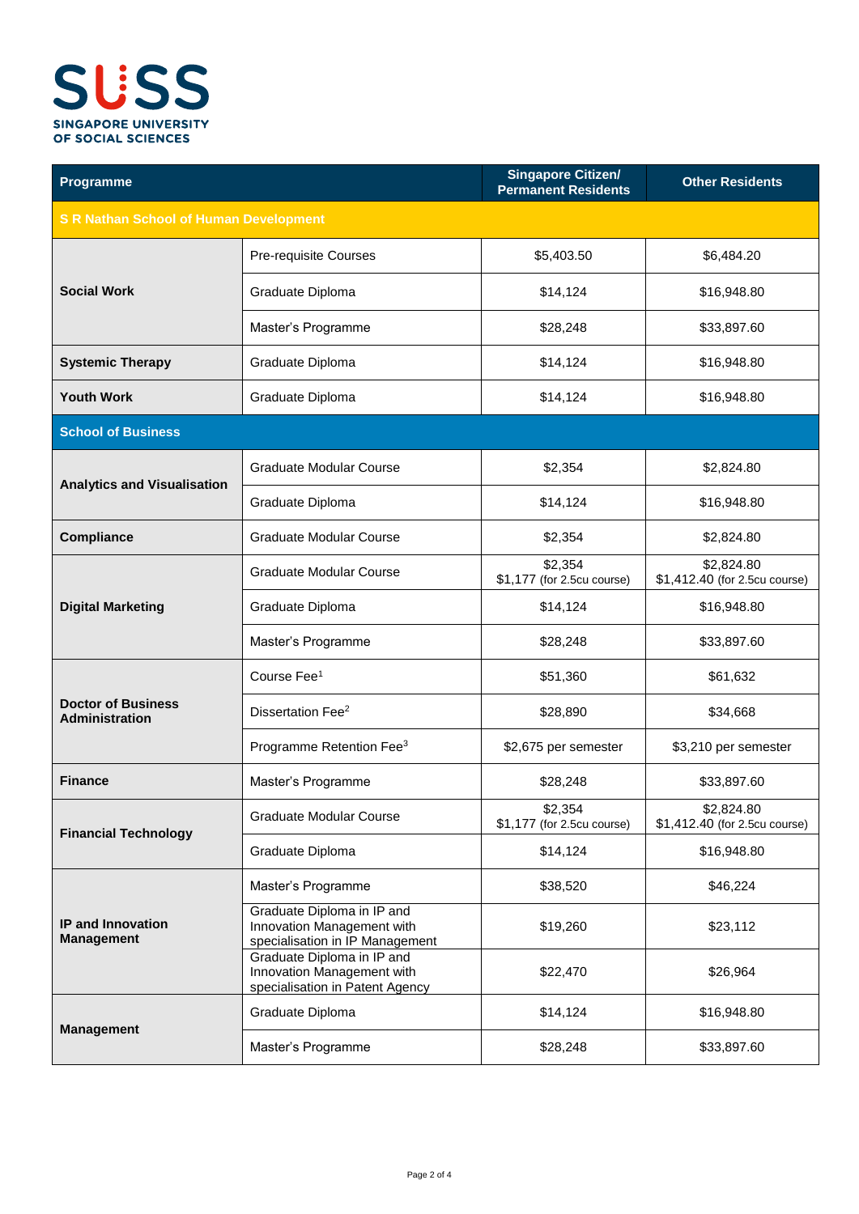**SUSS**
**SINGAPORE UNIVERSITY OF SOCIAL SCIENCES**

| Programme | | Singapore Citizen/ Permanent Residents | Other Residents |
|---|---|---|---|
| **S R Nathan School of Human Development** | | | |
| **Social Work** | Pre-requisite Courses | $5,403.50 | $6,484.20 |
| | Graduate Diploma | $14,124 | $16,948.80 |
| | Master's Programme | $28,248 | $33,897.60 |
| **Systemic Therapy** | Graduate Diploma | $14,124 | $16,948.80 |
| **Youth Work** | Graduate Diploma | $14,124 | $16,948.80 |
| **School of Business** | | | |
| **Analytics and Visualisation** | Graduate Modular Course | $2,354 | $2,824.80 |
| | Graduate Diploma | $14,124 | $16,948.80 |
| **Compliance** | Graduate Modular Course | $2,354 | $2,824.80 |
| **Digital Marketing** | Graduate Modular Course | $2,354 $1,177 (for 2.5cu course) | $2,824.80 $1,412.40 (for 2.5cu course) |
| | Graduate Diploma | $14,124 | $16,948.80 |
| | Master's Programme | $28,248 | $33,897.60 |
| **Doctor of Business Administration** | Course Fee[1] | $51,360 | $61,632 |
| | Dissertation Fee[2] | $28,890 | $34,668 |
| | Programme Retention Fee[3] | $2,675 per semester | $3,210 per semester |
| **Finance** | Master's Programme | $28,248 | $33,897.60 |
| **Financial Technology** | Graduate Modular Course | $2,354 $1,177 (for 2.5cu course) | $2,824.80 $1,412.40 (for 2.5cu course) |
| | Graduate Diploma | $14,124 | $16,948.80 |
| **IP and Innovation Management** | Master's Programme | $38,520 | $46,224 |
| | Graduate Diploma in IP and Innovation Management with specialisation in IP Management | $19,260 | $23,112 |
| | Graduate Diploma in IP and Innovation Management with specialisation in Patent Agency | $22,470 | $26,964 |
| **Management** | Graduate Diploma | $14,124 | $16,948.80 |
| | Master's Programme | $28,248 | $33,897.60 |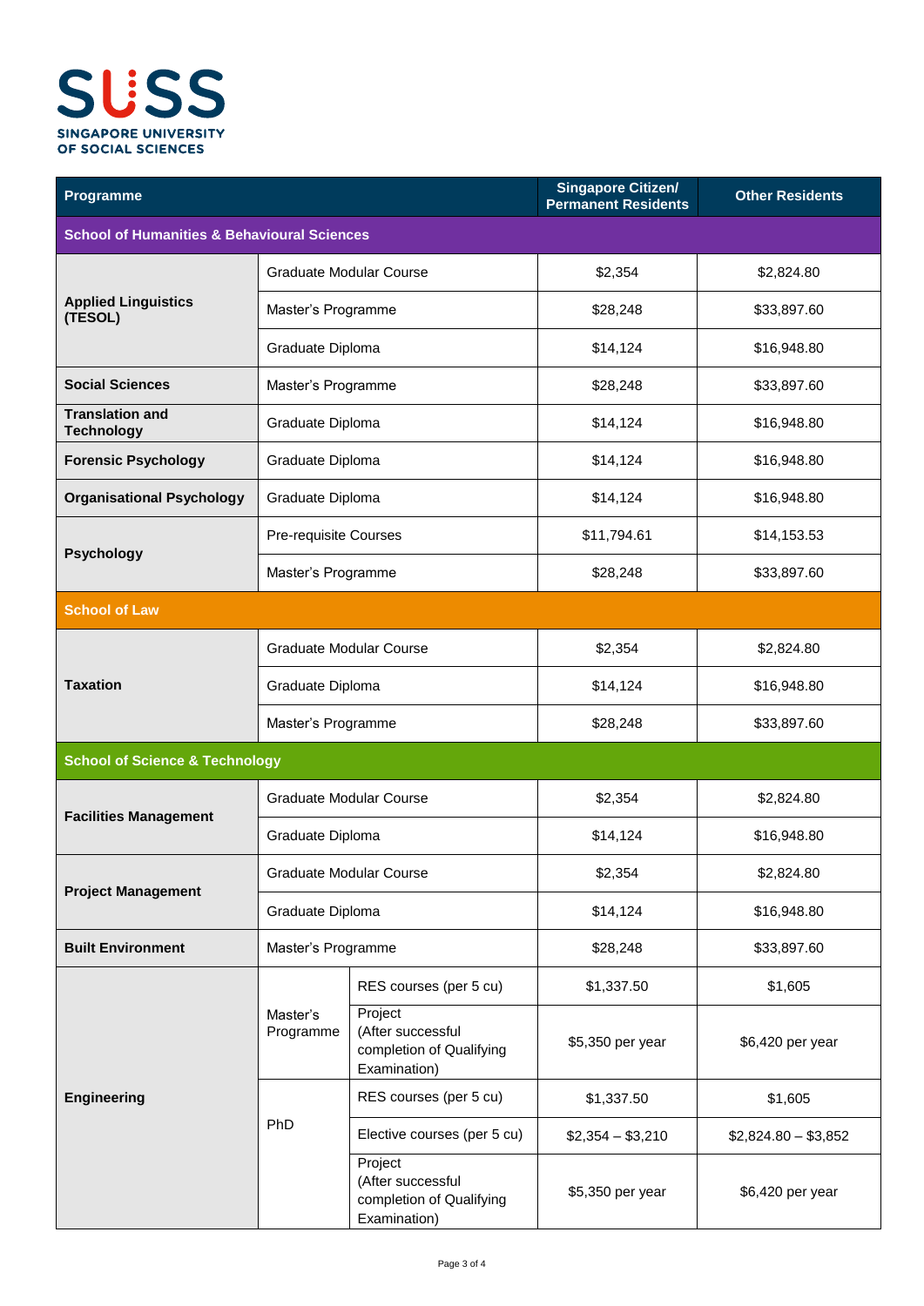**SUSS**
SINGAPORE UNIVERSITY OF SOCIAL SCIENCES

| Programme | | | Singapore Citizen/ Permanent Residents | Other Residents |
|---|---|---|---|---|
| **School of Humanities & Behavioural Sciences** | | | | |
| **Applied Linguistics (TESOL)** | Graduate Modular Course | | $2,354 | $2,824.80 |
| | Master's Programme | | $28,248 | $33,897.60 |
| | Graduate Diploma | | $14,124 | $16,948.80 |
| **Social Sciences** | Master's Programme | | $28,248 | $33,897.60 |
| **Translation and Technology** | Graduate Diploma | | $14,124 | $16,948.80 |
| **Forensic Psychology** | Graduate Diploma | | $14,124 | $16,948.80 |
| **Organisational Psychology** | Graduate Diploma | | $14,124 | $16,948.80 |
| **Psychology** | Pre-requisite Courses | | $11,794.61 | $14,153.53 |
| | Master's Programme | | $28,248 | $33,897.60 |
| **School of Law** | | | | |
| **Taxation** | Graduate Modular Course | | $2,354 | $2,824.80 |
| | Graduate Diploma | | $14,124 | $16,948.80 |
| | Master's Programme | | $28,248 | $33,897.60 |
| **School of Science & Technology** | | | | |
| **Facilities Management** | Graduate Modular Course | | $2,354 | $2,824.80 |
| | Graduate Diploma | | $14,124 | $16,948.80 |
| **Project Management** | Graduate Modular Course | | $2,354 | $2,824.80 |
| | Graduate Diploma | | $14,124 | $16,948.80 |
| **Built Environment** | Master's Programme | | $28,248 | $33,897.60 |
| **Engineering** | Master's Programme | RES courses (per 5 cu) | $1,337.50 | $1,605 |
| | | Project (After successful completion of Qualifying Examination) | $5,350 per year | $6,420 per year |
| | PhD | RES courses (per 5 cu) | $1,337.50 | $1,605 |
| | | Elective courses (per 5 cu) | $2,354 – $3,210 | $2,824.80 – $3,852 |
| | | Project (After successful completion of Qualifying Examination) | $5,350 per year | $6,420 per year |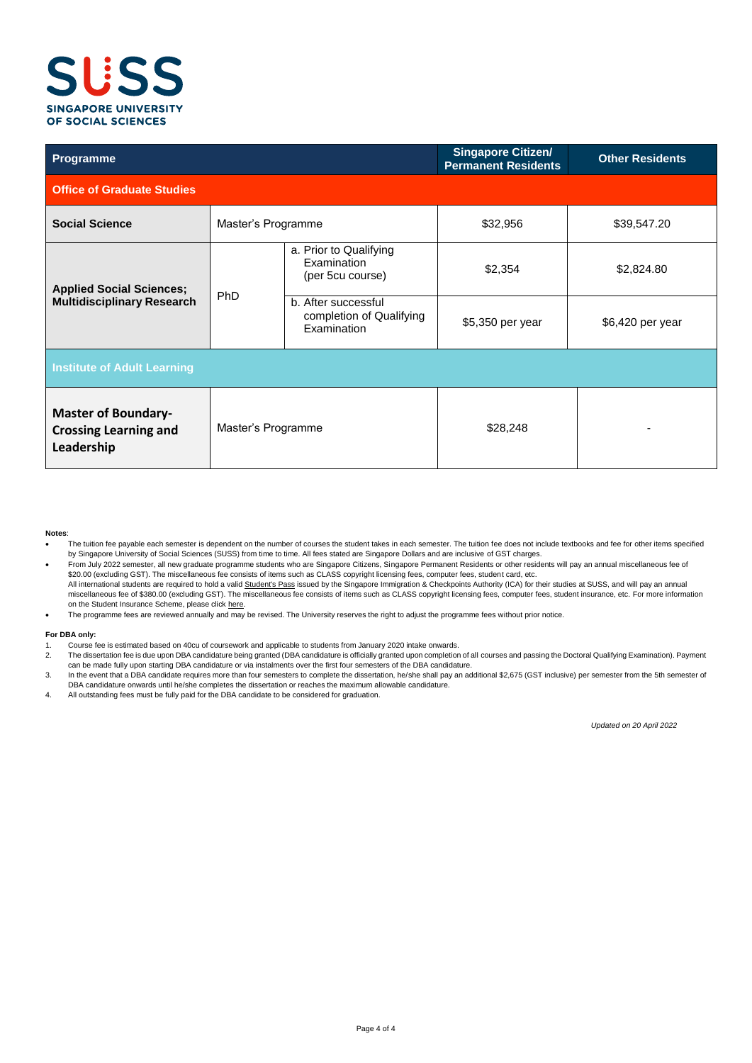**SUSS**
**SINGAPORE UNIVERSITY OF SOCIAL SCIENCES**

| Programme | | | Singapore Citizen/ Permanent Residents | Other Residents |
|---|---|---|---|---|
| **Office of Graduate Studies** | | | | |
| **Social Science** | Master's Programme | | $32,956 | $39,547.20 |
| **Applied Social Sciences; Multidisciplinary Research** | PhD | a. Prior to Qualifying Examination (per 5cu course) | $2,354 | $2,824.80 |
| | | b. After successful completion of Qualifying Examination | $5,350 per year | $6,420 per year |
| **Institute of Adult Learning** | | | | |
| **Master of Boundary-Crossing Learning and Leadership** | Master's Programme | | $28,248 | - |

**Notes**:

- The tuition fee payable each semester is dependent on the number of courses the student takes in each semester. The tuition fee does not include textbooks and fee for other items specified by Singapore University of Social Sciences (SUSS) from time to time. All fees stated are Singapore Dollars and are inclusive of GST charges.
- From July 2022 semester, all new graduate programme students who are Singapore Citizens, Singapore Permanent Residents or other residents will pay an annual miscellaneous fee of $20.00 (excluding GST). The miscellaneous fee consists of items such as CLASS copyright licensing fees, computer fees, student card, etc.
  All international students are required to hold a valid Student's Pass issued by the Singapore Immigration & Checkpoints Authority (ICA) for their studies at SUSS, and will pay an annual miscellaneous fee of $380.00 (excluding GST). The miscellaneous fee consists of items such as CLASS copyright licensing fees, computer fees, student insurance, etc. For more information on the Student Insurance Scheme, please click here.
- The programme fees are reviewed annually and may be revised. The University reserves the right to adjust the programme fees without prior notice.

**For DBA only:**

1. Course fee is estimated based on 40cu of coursework and applicable to students from January 2020 intake onwards.
2. The dissertation fee is due upon DBA candidature being granted (DBA candidature is officially granted upon completion of all courses and passing the Doctoral Qualifying Examination). Payment can be made fully upon starting DBA candidature or via instalments over the first four semesters of the DBA candidature.
3. In the event that a DBA candidate requires more than four semesters to complete the dissertation, he/she shall pay an additional $2,675 (GST inclusive) per semester from the 5th semester of DBA candidature onwards until he/she completes the dissertation or reaches the maximum allowable candidature.
4. All outstanding fees must be fully paid for the DBA candidate to be considered for graduation.

*Updated on 20 April 2022*